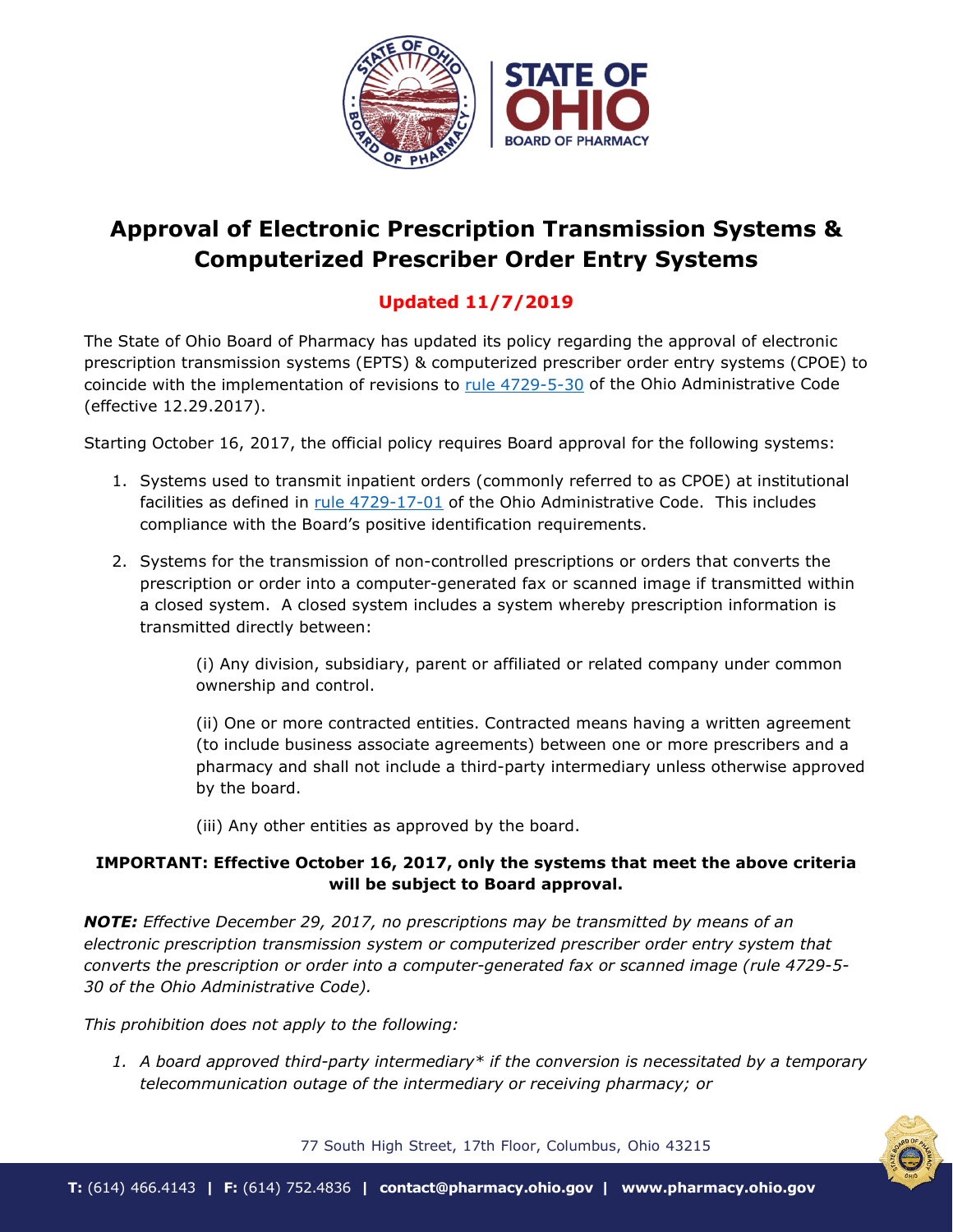# Approval of Electronic Prescription Transmission Systems & Computerized Prescriber Order Entry Systems

**Updated 11/7/2019**

The State of Ohio Board of Pharmacy has updated its policy regarding the approval of electronic prescription transmission systems (EPTS) & computerized prescriber order entry systems (CPOE) to coincide with the implementation of revisions to [rule 4729-5-30](#) of the Ohio Administrative Code (effective 12.29.2017).

Starting October 16, 2017, the official policy requires Board approval for the following systems:

1. Systems used to transmit inpatient orders (commonly referred to as CPOE) at institutional facilities as defined in [rule 4729-17-01](#) of the Ohio Administrative Code. This includes compliance with the Board's positive identification requirements.
2. Systems for the transmission of non-controlled prescriptions or orders that converts the prescription or order into a computer-generated fax or scanned image if transmitted within a closed system. A closed system includes a system whereby prescription information is transmitted directly between:

   (i) Any division, subsidiary, parent or affiliated or related company under common ownership and control.

   (ii) One or more contracted entities. Contracted means having a written agreement (to include business associate agreements) between one or more prescribers and a pharmacy and shall not include a third-party intermediary unless otherwise approved by the board.

   (iii) Any other entities as approved by the board.

**IMPORTANT: Effective October 16, 2017, only the systems that meet the above criteria will be subject to Board approval.**

***NOTE:*** *Effective December 29, 2017, no prescriptions may be transmitted by means of an electronic prescription transmission system or computerized prescriber order entry system that converts the prescription or order into a computer-generated fax or scanned image (rule 4729-5-30 of the Ohio Administrative Code).*

*This prohibition does not apply to the following:*

1. *A board approved third-party intermediary* if the conversion is necessitated by a temporary telecommunication outage of the intermediary or receiving pharmacy; or*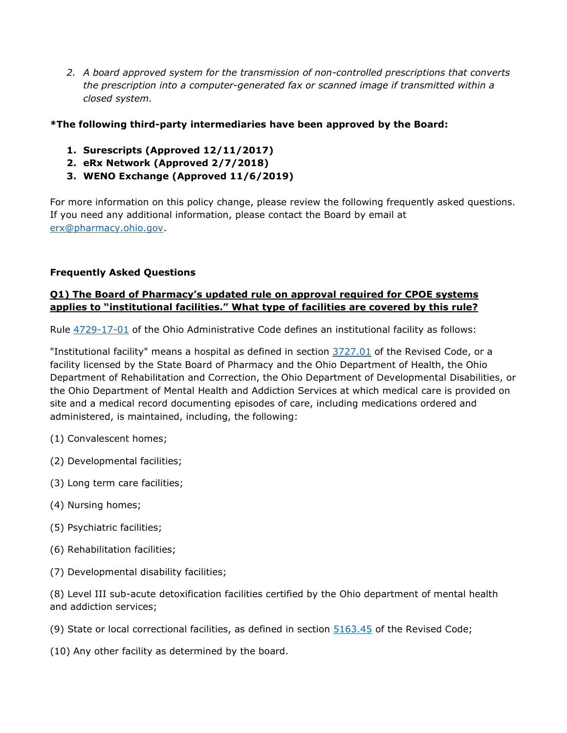2. *A board approved system for the transmission of non-controlled prescriptions that converts the prescription into a computer-generated fax or scanned image if transmitted within a closed system.*

**\*The following third-party intermediaries have been approved by the Board:**

1. **Surescripts (Approved 12/11/2017)**
2. **eRx Network (Approved 2/7/2018)**
3. **WENO Exchange (Approved 11/6/2019)**

For more information on this policy change, please review the following frequently asked questions. If you need any additional information, please contact the Board by email at [erx@pharmacy.ohio.gov](mailto:erx@pharmacy.ohio.gov).

**Frequently Asked Questions**

**Q1) The Board of Pharmacy's updated rule on approval required for CPOE systems applies to "institutional facilities." What type of facilities are covered by this rule?**

Rule [4729-17-01](#) of the Ohio Administrative Code defines an institutional facility as follows:

"Institutional facility" means a hospital as defined in section [3727.01](#) of the Revised Code, or a facility licensed by the State Board of Pharmacy and the Ohio Department of Health, the Ohio Department of Rehabilitation and Correction, the Ohio Department of Developmental Disabilities, or the Ohio Department of Mental Health and Addiction Services at which medical care is provided on site and a medical record documenting episodes of care, including medications ordered and administered, is maintained, including, the following:

(1) Convalescent homes;

(2) Developmental facilities;

(3) Long term care facilities;

(4) Nursing homes;

(5) Psychiatric facilities;

(6) Rehabilitation facilities;

(7) Developmental disability facilities;

(8) Level III sub-acute detoxification facilities certified by the Ohio department of mental health and addiction services;

(9) State or local correctional facilities, as defined in section [5163.45](#) of the Revised Code;

(10) Any other facility as determined by the board.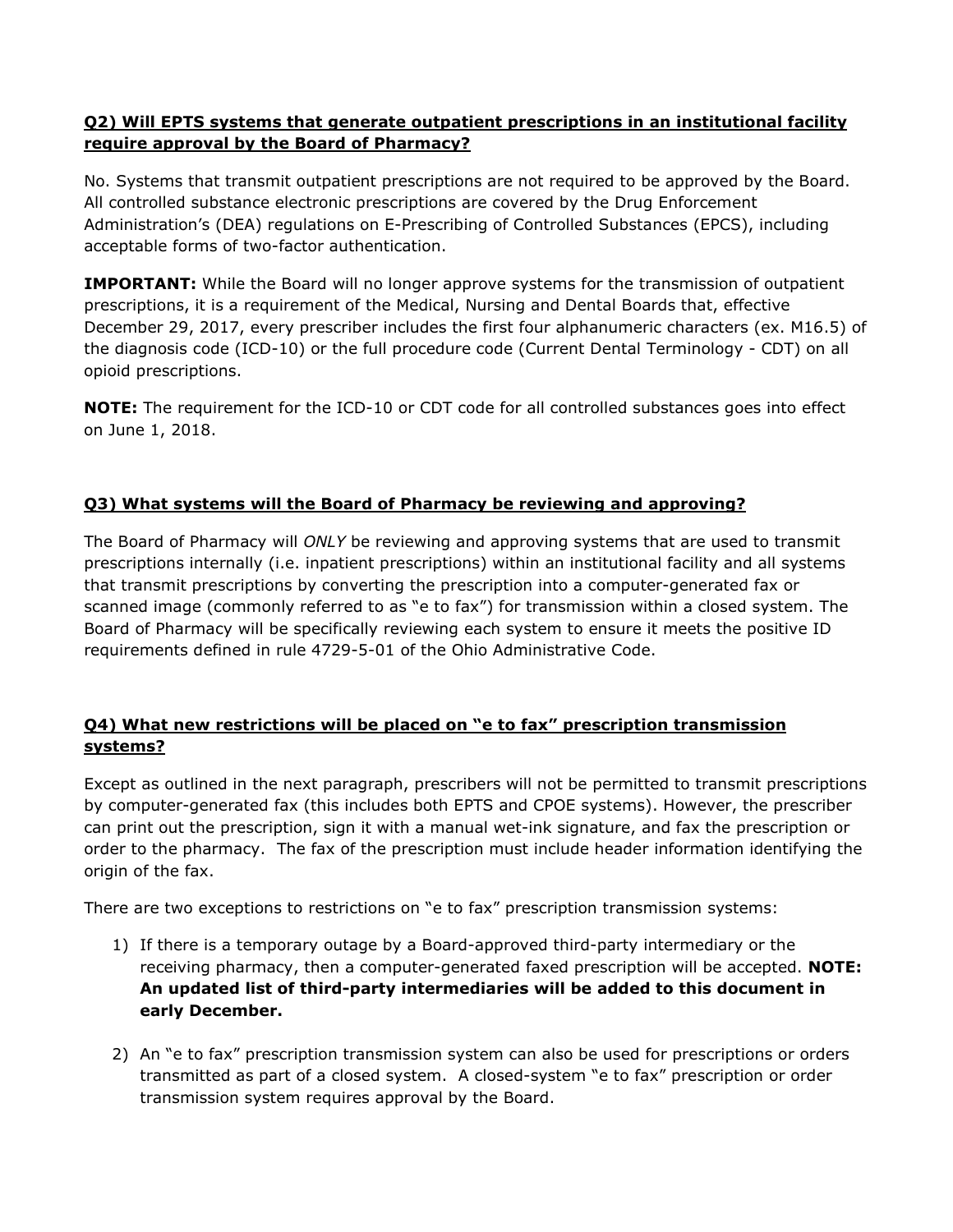**Q2) Will EPTS systems that generate outpatient prescriptions in an institutional facility require approval by the Board of Pharmacy?**

No. Systems that transmit outpatient prescriptions are not required to be approved by the Board. All controlled substance electronic prescriptions are covered by the Drug Enforcement Administration's (DEA) regulations on E-Prescribing of Controlled Substances (EPCS), including acceptable forms of two-factor authentication.

**IMPORTANT:** While the Board will no longer approve systems for the transmission of outpatient prescriptions, it is a requirement of the Medical, Nursing and Dental Boards that, effective December 29, 2017, every prescriber includes the first four alphanumeric characters (ex. M16.5) of the diagnosis code (ICD-10) or the full procedure code (Current Dental Terminology - CDT) on all opioid prescriptions.

**NOTE:** The requirement for the ICD-10 or CDT code for all controlled substances goes into effect on June 1, 2018.

**Q3) What systems will the Board of Pharmacy be reviewing and approving?**

The Board of Pharmacy will *ONLY* be reviewing and approving systems that are used to transmit prescriptions internally (i.e. inpatient prescriptions) within an institutional facility and all systems that transmit prescriptions by converting the prescription into a computer-generated fax or scanned image (commonly referred to as "e to fax") for transmission within a closed system. The Board of Pharmacy will be specifically reviewing each system to ensure it meets the positive ID requirements defined in rule 4729-5-01 of the Ohio Administrative Code.

**Q4) What new restrictions will be placed on "e to fax" prescription transmission systems?**

Except as outlined in the next paragraph, prescribers will not be permitted to transmit prescriptions by computer-generated fax (this includes both EPTS and CPOE systems). However, the prescriber can print out the prescription, sign it with a manual wet-ink signature, and fax the prescription or order to the pharmacy. The fax of the prescription must include header information identifying the origin of the fax.

There are two exceptions to restrictions on "e to fax" prescription transmission systems:

1) If there is a temporary outage by a Board-approved third-party intermediary or the receiving pharmacy, then a computer-generated faxed prescription will be accepted. **NOTE: An updated list of third-party intermediaries will be added to this document in early December.**

2) An "e to fax" prescription transmission system can also be used for prescriptions or orders transmitted as part of a closed system. A closed-system "e to fax" prescription or order transmission system requires approval by the Board.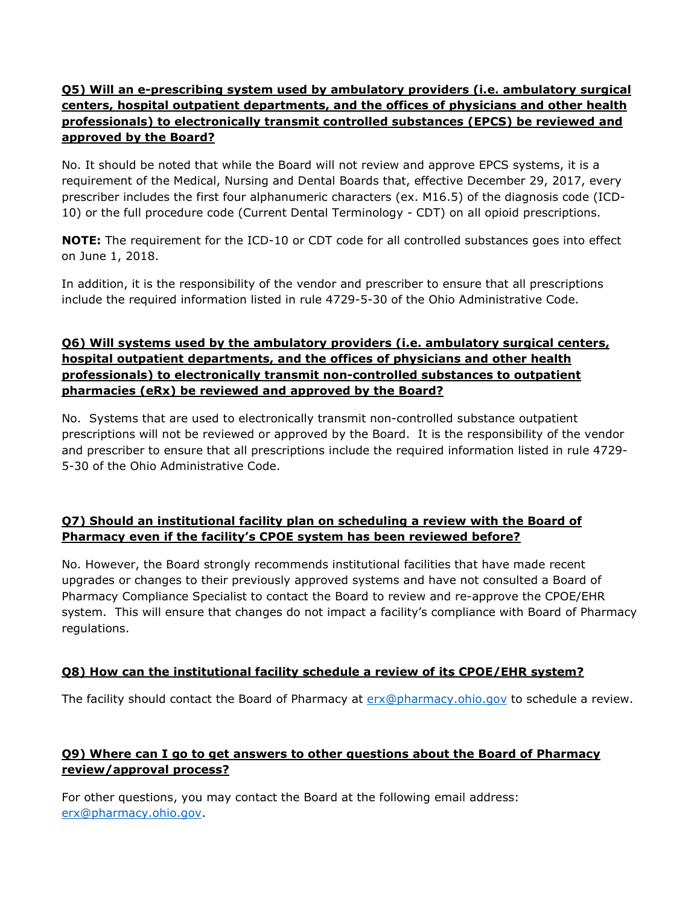**Q5) Will an e-prescribing system used by ambulatory providers (i.e. ambulatory surgical centers, hospital outpatient departments, and the offices of physicians and other health professionals) to electronically transmit controlled substances (EPCS) be reviewed and approved by the Board?**

No. It should be noted that while the Board will not review and approve EPCS systems, it is a requirement of the Medical, Nursing and Dental Boards that, effective December 29, 2017, every prescriber includes the first four alphanumeric characters (ex. M16.5) of the diagnosis code (ICD-10) or the full procedure code (Current Dental Terminology - CDT) on all opioid prescriptions.

**NOTE:** The requirement for the ICD-10 or CDT code for all controlled substances goes into effect on June 1, 2018.

In addition, it is the responsibility of the vendor and prescriber to ensure that all prescriptions include the required information listed in rule 4729-5-30 of the Ohio Administrative Code.

**Q6) Will systems used by the ambulatory providers (i.e. ambulatory surgical centers, hospital outpatient departments, and the offices of physicians and other health professionals) to electronically transmit non-controlled substances to outpatient pharmacies (eRx) be reviewed and approved by the Board?**

No. Systems that are used to electronically transmit non-controlled substance outpatient prescriptions will not be reviewed or approved by the Board. It is the responsibility of the vendor and prescriber to ensure that all prescriptions include the required information listed in rule 4729-5-30 of the Ohio Administrative Code.

**Q7) Should an institutional facility plan on scheduling a review with the Board of Pharmacy even if the facility's CPOE system has been reviewed before?**

No. However, the Board strongly recommends institutional facilities that have made recent upgrades or changes to their previously approved systems and have not consulted a Board of Pharmacy Compliance Specialist to contact the Board to review and re-approve the CPOE/EHR system. This will ensure that changes do not impact a facility's compliance with Board of Pharmacy regulations.

**Q8) How can the institutional facility schedule a review of its CPOE/EHR system?**

The facility should contact the Board of Pharmacy at erx@pharmacy.ohio.gov to schedule a review.

**Q9) Where can I go to get answers to other questions about the Board of Pharmacy review/approval process?**

For other questions, you may contact the Board at the following email address: erx@pharmacy.ohio.gov.